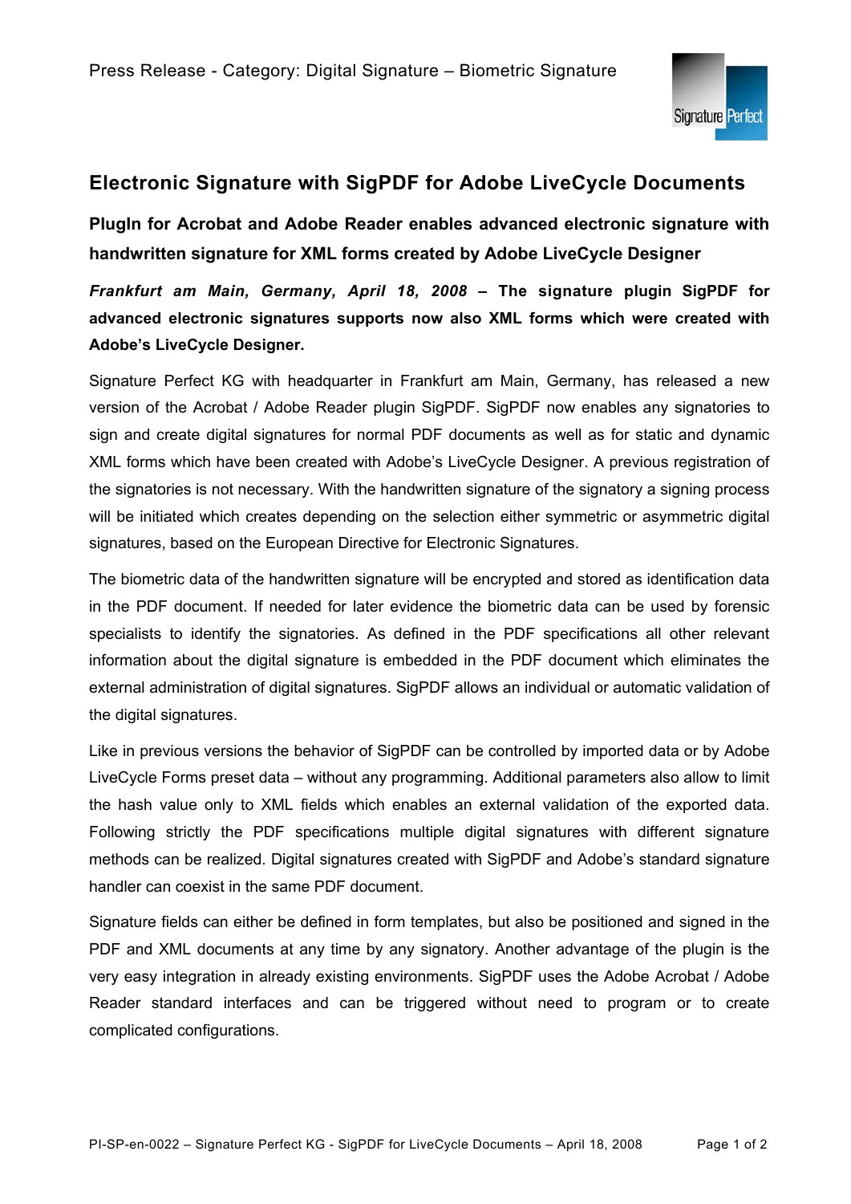Press Release - Category: Digital Signature – Biometric Signature

# Electronic Signature with SigPDF for Adobe LiveCycle Documents

**PlugIn for Acrobat and Adobe Reader enables advanced electronic signature with handwritten signature for XML forms created by Adobe LiveCycle Designer**

***Frankfurt am Main, Germany, April 18, 2008*** **– The signature plugin SigPDF for advanced electronic signatures supports now also XML forms which were created with Adobe's LiveCycle Designer.**

Signature Perfect KG with headquarter in Frankfurt am Main, Germany, has released a new version of the Acrobat / Adobe Reader plugin SigPDF. SigPDF now enables any signatories to sign and create digital signatures for normal PDF documents as well as for static and dynamic XML forms which have been created with Adobe's LiveCycle Designer. A previous registration of the signatories is not necessary. With the handwritten signature of the signatory a signing process will be initiated which creates depending on the selection either symmetric or asymmetric digital signatures, based on the European Directive for Electronic Signatures.

The biometric data of the handwritten signature will be encrypted and stored as identification data in the PDF document. If needed for later evidence the biometric data can be used by forensic specialists to identify the signatories. As defined in the PDF specifications all other relevant information about the digital signature is embedded in the PDF document which eliminates the external administration of digital signatures. SigPDF allows an individual or automatic validation of the digital signatures.

Like in previous versions the behavior of SigPDF can be controlled by imported data or by Adobe LiveCycle Forms preset data – without any programming. Additional parameters also allow to limit the hash value only to XML fields which enables an external validation of the exported data. Following strictly the PDF specifications multiple digital signatures with different signature methods can be realized. Digital signatures created with SigPDF and Adobe's standard signature handler can coexist in the same PDF document.

Signature fields can either be defined in form templates, but also be positioned and signed in the PDF and XML documents at any time by any signatory. Another advantage of the plugin is the very easy integration in already existing environments. SigPDF uses the Adobe Acrobat / Adobe Reader standard interfaces and can be triggered without need to program or to create complicated configurations.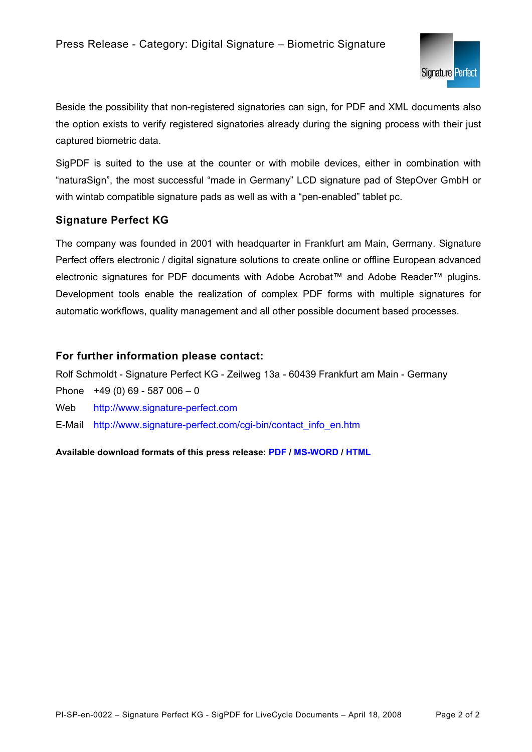Beside the possibility that non-registered signatories can sign, for PDF and XML documents also the option exists to verify registered signatories already during the signing process with their just captured biometric data.

SigPDF is suited to the use at the counter or with mobile devices, either in combination with “naturaSign”, the most successful “made in Germany” LCD signature pad of StepOver GmbH or with wintab compatible signature pads as well as with a “pen-enabled” tablet pc.

## Signature Perfect KG

The company was founded in 2001 with headquarter in Frankfurt am Main, Germany. Signature Perfect offers electronic / digital signature solutions to create online or offline European advanced electronic signatures for PDF documents with Adobe Acrobat™ and Adobe Reader™ plugins. Development tools enable the realization of complex PDF forms with multiple signatures for automatic workflows, quality management and all other possible document based processes.

## For further information please contact:

Rolf Schmoldt - Signature Perfect KG - Zeilweg 13a - 60439 Frankfurt am Main - Germany
Phone +49 (0) 69 - 587 006 – 0
Web http://www.signature-perfect.com
E-Mail http://www.signature-perfect.com/cgi-bin/contact_info_en.htm

**Available download formats of this press release: PDF / MS-WORD / HTML**